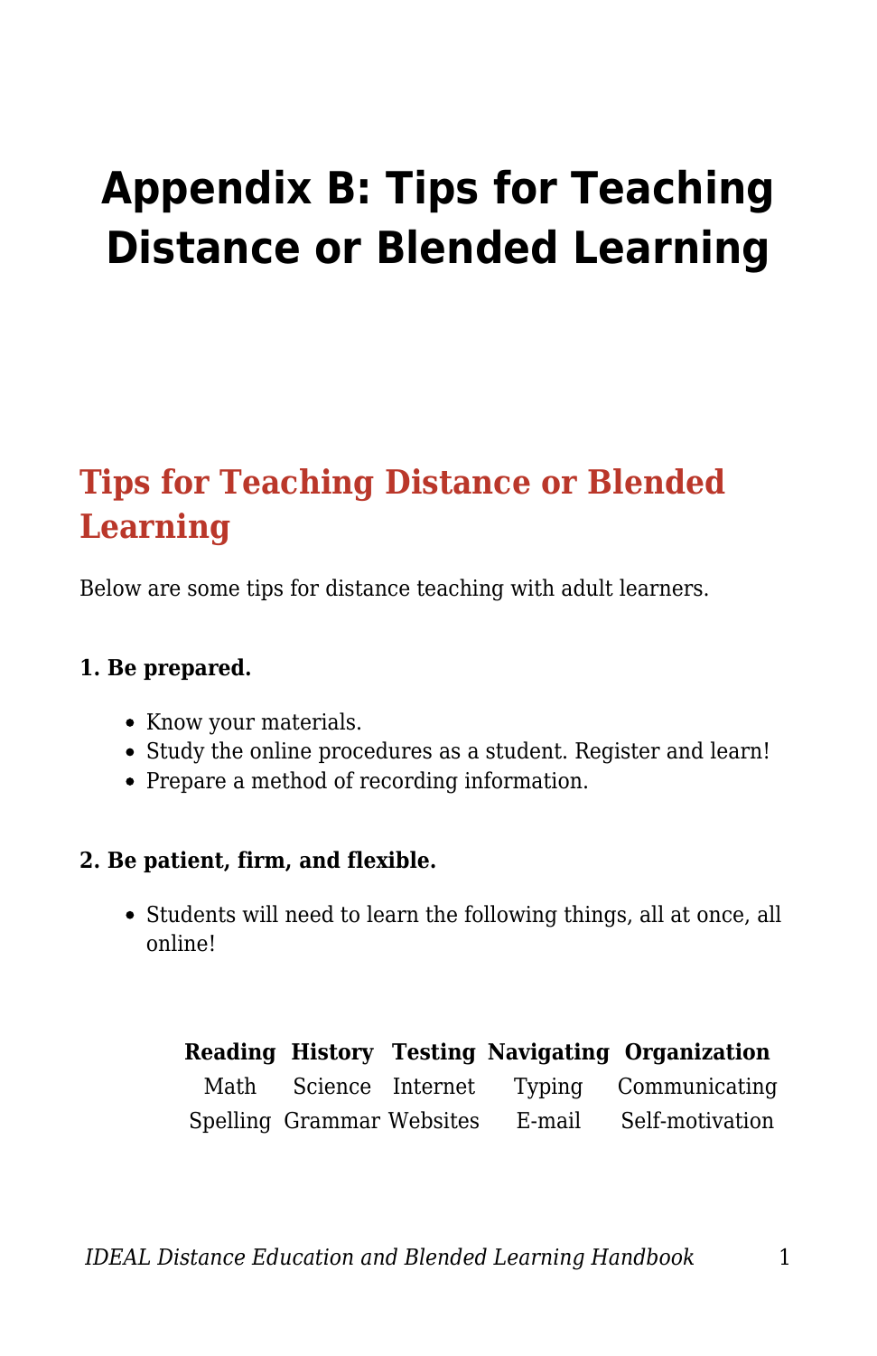# Appendix B: Tips for Teaching Distance or Blended Learning

## Tips for Teaching Distance or Blended Learning

Below are some tips for distance teaching with adult learners.

**1. Be prepared.**

- Know your materials.
- Study the online procedures as a student. Register and learn!
- Prepare a method of recording information.

**2. Be patient, firm, and flexible.**

- Students will need to learn the following things, all at once, all online!

| Reading | History | Testing | Navigating | Organization |
|---|---|---|---|---|
| Math | Science | Internet | Typing | Communicating |
| Spelling | Grammar | Websites | E-mail | Self-motivation |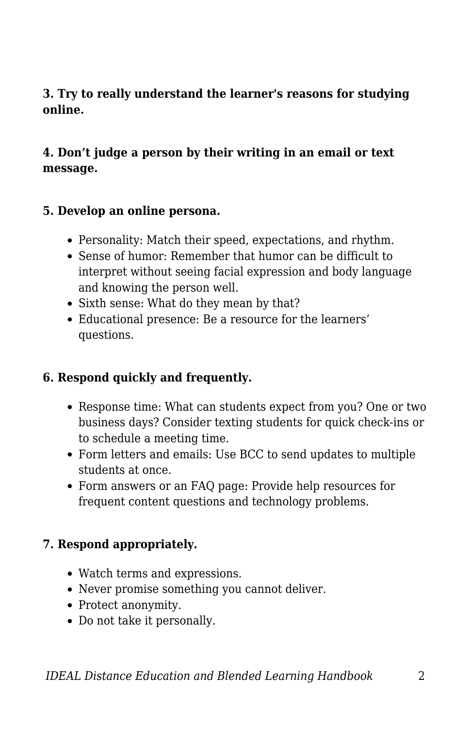**3. Try to really understand the learner's reasons for studying online.**

**4. Don’t judge a person by their writing in an email or text message.**

**5. Develop an online persona.**

- Personality: Match their speed, expectations, and rhythm.
- Sense of humor: Remember that humor can be difficult to interpret without seeing facial expression and body language and knowing the person well.
- Sixth sense: What do they mean by that?
- Educational presence: Be a resource for the learners’ questions.

**6. Respond quickly and frequently.**

- Response time: What can students expect from you? One or two business days? Consider texting students for quick check-ins or to schedule a meeting time.
- Form letters and emails: Use BCC to send updates to multiple students at once.
- Form answers or an FAQ page: Provide help resources for frequent content questions and technology problems.

**7. Respond appropriately.**

- Watch terms and expressions.
- Never promise something you cannot deliver.
- Protect anonymity.
- Do not take it personally.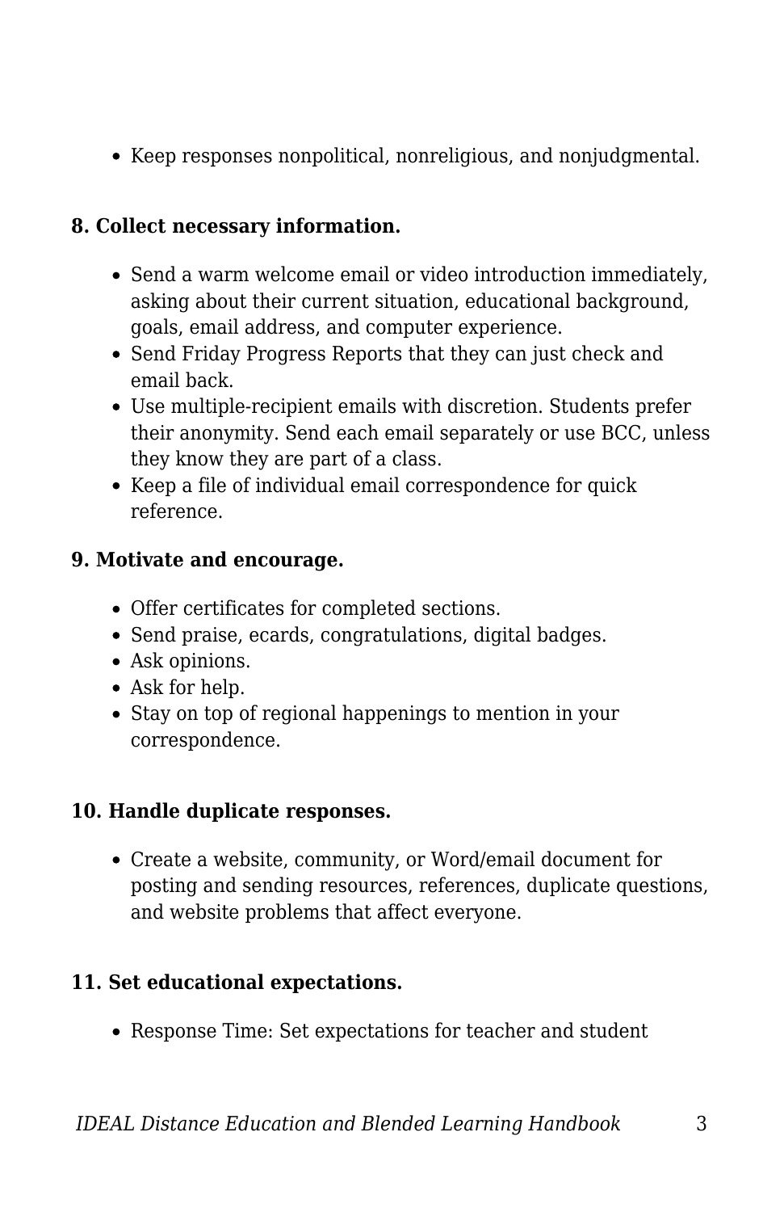- Keep responses nonpolitical, nonreligious, and nonjudgmental.

**8. Collect necessary information.**

- Send a warm welcome email or video introduction immediately, asking about their current situation, educational background, goals, email address, and computer experience.
- Send Friday Progress Reports that they can just check and email back.
- Use multiple-recipient emails with discretion. Students prefer their anonymity. Send each email separately or use BCC, unless they know they are part of a class.
- Keep a file of individual email correspondence for quick reference.

**9. Motivate and encourage.**

- Offer certificates for completed sections.
- Send praise, ecards, congratulations, digital badges.
- Ask opinions.
- Ask for help.
- Stay on top of regional happenings to mention in your correspondence.

**10. Handle duplicate responses.**

- Create a website, community, or Word/email document for posting and sending resources, references, duplicate questions, and website problems that affect everyone.

**11. Set educational expectations.**

- Response Time: Set expectations for teacher and student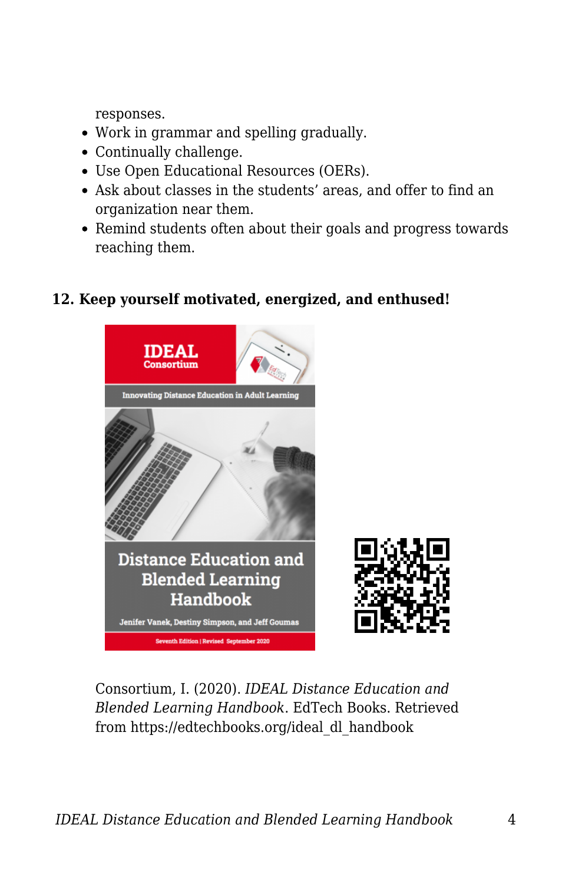responses.

- Work in grammar and spelling gradually.
- Continually challenge.
- Use Open Educational Resources (OERs).
- Ask about classes in the students' areas, and offer to find an organization near them.
- Remind students often about their goals and progress towards reaching them.

**12. Keep yourself motivated, energized, and enthused!**

Consortium, I. (2020). *IDEAL Distance Education and Blended Learning Handbook*. EdTech Books. Retrieved from https://edtechbooks.org/ideal_dl_handbook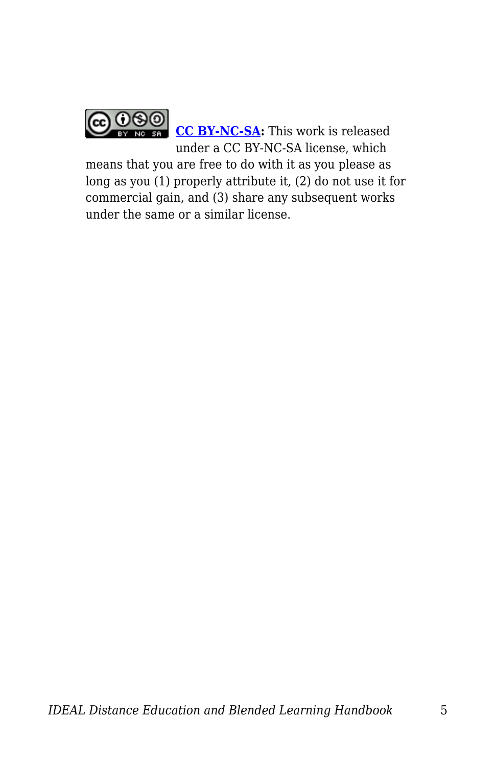**CC BY-NC-SA:** This work is released under a CC BY-NC-SA license, which means that you are free to do with it as you please as long as you (1) properly attribute it, (2) do not use it for commercial gain, and (3) share any subsequent works under the same or a similar license.